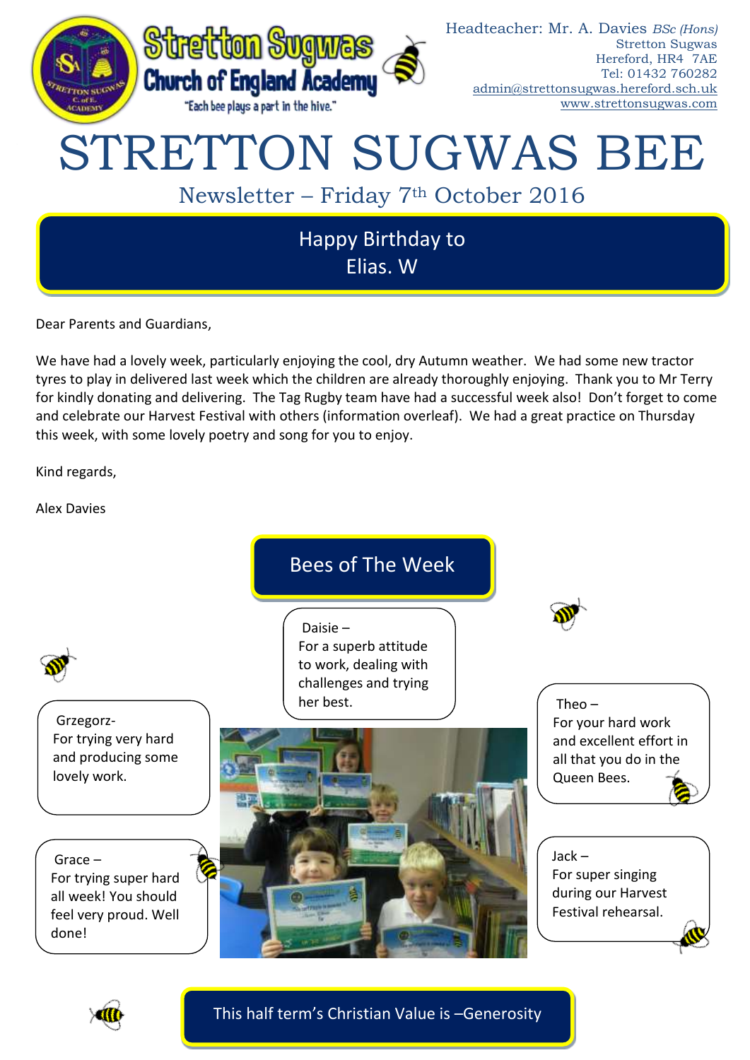**Stretton Sugwas Church of England Academy**

"Each bee plays a part in the hive."

Headteacher: Mr. A. Davies *BSc (Hons)*
Stretton Sugwas
Hereford, HR4 7AE
Tel: 01432 760282
admin@strettonsugwas.hereford.sch.uk
www.strettonsugwas.com

# STRETTON SUGWAS BEE

## Newsletter – Friday 7th October 2016

**Happy Birthday to Elias. W**

Dear Parents and Guardians,

We have had a lovely week, particularly enjoying the cool, dry Autumn weather. We had some new tractor tyres to play in delivered last week which the children are already thoroughly enjoying. Thank you to Mr Terry for kindly donating and delivering. The Tag Rugby team have had a successful week also! Don't forget to come and celebrate our Harvest Festival with others (information overleaf). We had a great practice on Thursday this week, with some lovely poetry and song for you to enjoy.

Kind regards,

Alex Davies

## Bees of The Week

**Daisie** – For a superb attitude to work, dealing with challenges and trying her best.

**Grzegorz** - For trying very hard and producing some lovely work.

**Theo** – For your hard work and excellent effort in all that you do in the Queen Bees.

**Grace** – For trying super hard all week! You should feel very proud. Well done!

**Jack** – For super singing during our Harvest Festival rehearsal.

**This half term's Christian Value is –Generosity**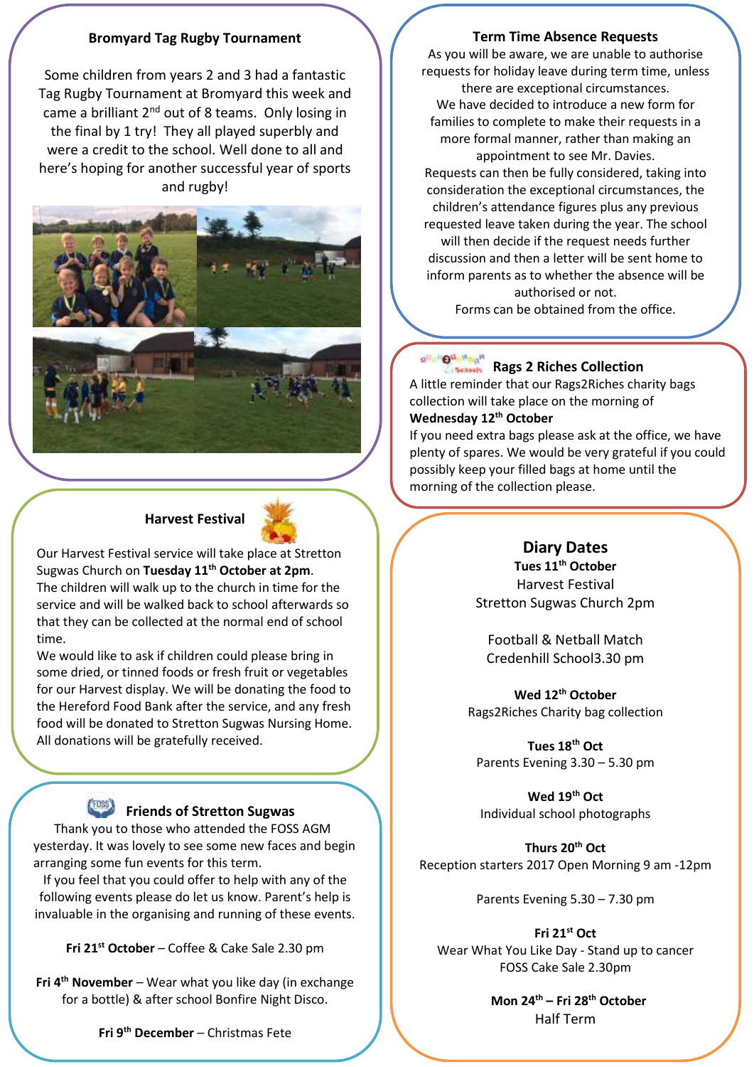## Bromyard Tag Rugby Tournament

Some children from years 2 and 3 had a fantastic Tag Rugby Tournament at Bromyard this week and came a brilliant 2nd out of 8 teams. Only losing in the final by 1 try! They all played superbly and were a credit to the school. Well done to all and here's hoping for another successful year of sports and rugby!

## Harvest Festival

Our Harvest Festival service will take place at Stretton Sugwas Church on **Tuesday 11th October at 2pm**.
The children will walk up to the church in time for the service and will be walked back to school afterwards so that they can be collected at the normal end of school time.
We would like to ask if children could please bring in some dried, or tinned foods or fresh fruit or vegetables for our Harvest display. We will be donating the food to the Hereford Food Bank after the service, and any fresh food will be donated to Stretton Sugwas Nursing Home. All donations will be gratefully received.

## Friends of Stretton Sugwas

Thank you to those who attended the FOSS AGM yesterday. It was lovely to see some new faces and begin arranging some fun events for this term.
If you feel that you could offer to help with any of the following events please do let us know. Parent's help is invaluable in the organising and running of these events.

**Fri 21st October** – Coffee & Cake Sale 2.30 pm

**Fri 4th November** – Wear what you like day (in exchange for a bottle) & after school Bonfire Night Disco.

**Fri 9th December** – Christmas Fete

## Term Time Absence Requests

As you will be aware, we are unable to authorise requests for holiday leave during term time, unless there are exceptional circumstances.
We have decided to introduce a new form for families to complete to make their requests in a more formal manner, rather than making an appointment to see Mr. Davies.
Requests can then be fully considered, taking into consideration the exceptional circumstances, the children's attendance figures plus any previous requested leave taken during the year. The school will then decide if the request needs further discussion and then a letter will be sent home to inform parents as to whether the absence will be authorised or not.
Forms can be obtained from the office.

## Rags 2 Riches Collection

A little reminder that our Rags2Riches charity bags collection will take place on the morning of
**Wednesday 12th October**
If you need extra bags please ask at the office, we have plenty of spares. We would be very grateful if you could possibly keep your filled bags at home until the morning of the collection please.

## Diary Dates

**Tues 11th October**
Harvest Festival
Stretton Sugwas Church 2pm

Football & Netball Match
Credenhill School3.30 pm

**Wed 12th October**
Rags2Riches Charity bag collection

**Tues 18th Oct**
Parents Evening 3.30 – 5.30 pm

**Wed 19th Oct**
Individual school photographs

**Thurs 20th Oct**
Reception starters 2017 Open Morning 9 am -12pm

Parents Evening 5.30 – 7.30 pm

**Fri 21st Oct**
Wear What You Like Day - Stand up to cancer
FOSS Cake Sale 2.30pm

**Mon 24th – Fri 28th October**
Half Term